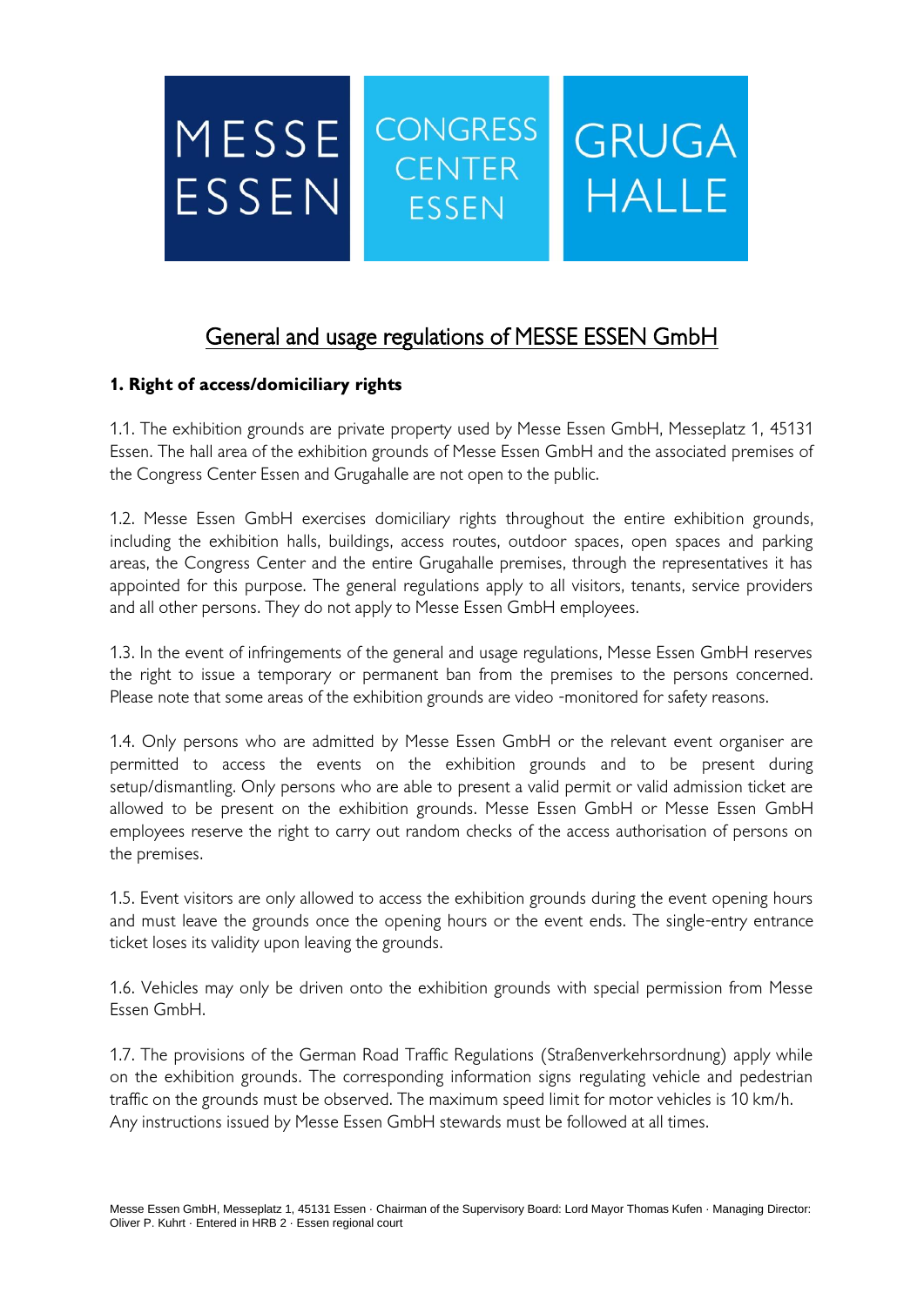# General and usage regulations of MESSE ESSEN GmbH

## 1. Right of access/domiciliary rights

1.1. The exhibition grounds are private property used by Messe Essen GmbH, Messeplatz 1, 45131 Essen. The hall area of the exhibition grounds of Messe Essen GmbH and the associated premises of the Congress Center Essen and Grugahalle are not open to the public.

1.2. Messe Essen GmbH exercises domiciliary rights throughout the entire exhibition grounds, including the exhibition halls, buildings, access routes, outdoor spaces, open spaces and parking areas, the Congress Center and the entire Grugahalle premises, through the representatives it has appointed for this purpose. The general regulations apply to all visitors, tenants, service providers and all other persons. They do not apply to Messe Essen GmbH employees.

1.3. In the event of infringements of the general and usage regulations, Messe Essen GmbH reserves the right to issue a temporary or permanent ban from the premises to the persons concerned. Please note that some areas of the exhibition grounds are video -monitored for safety reasons.

1.4. Only persons who are admitted by Messe Essen GmbH or the relevant event organiser are permitted to access the events on the exhibition grounds and to be present during setup/dismantling. Only persons who are able to present a valid permit or valid admission ticket are allowed to be present on the exhibition grounds. Messe Essen GmbH or Messe Essen GmbH employees reserve the right to carry out random checks of the access authorisation of persons on the premises.

1.5. Event visitors are only allowed to access the exhibition grounds during the event opening hours and must leave the grounds once the opening hours or the event ends. The single-entry entrance ticket loses its validity upon leaving the grounds.

1.6. Vehicles may only be driven onto the exhibition grounds with special permission from Messe Essen GmbH.

1.7. The provisions of the German Road Traffic Regulations (Straßenverkehrsordnung) apply while on the exhibition grounds. The corresponding information signs regulating vehicle and pedestrian traffic on the grounds must be observed. The maximum speed limit for motor vehicles is 10 km/h. Any instructions issued by Messe Essen GmbH stewards must be followed at all times.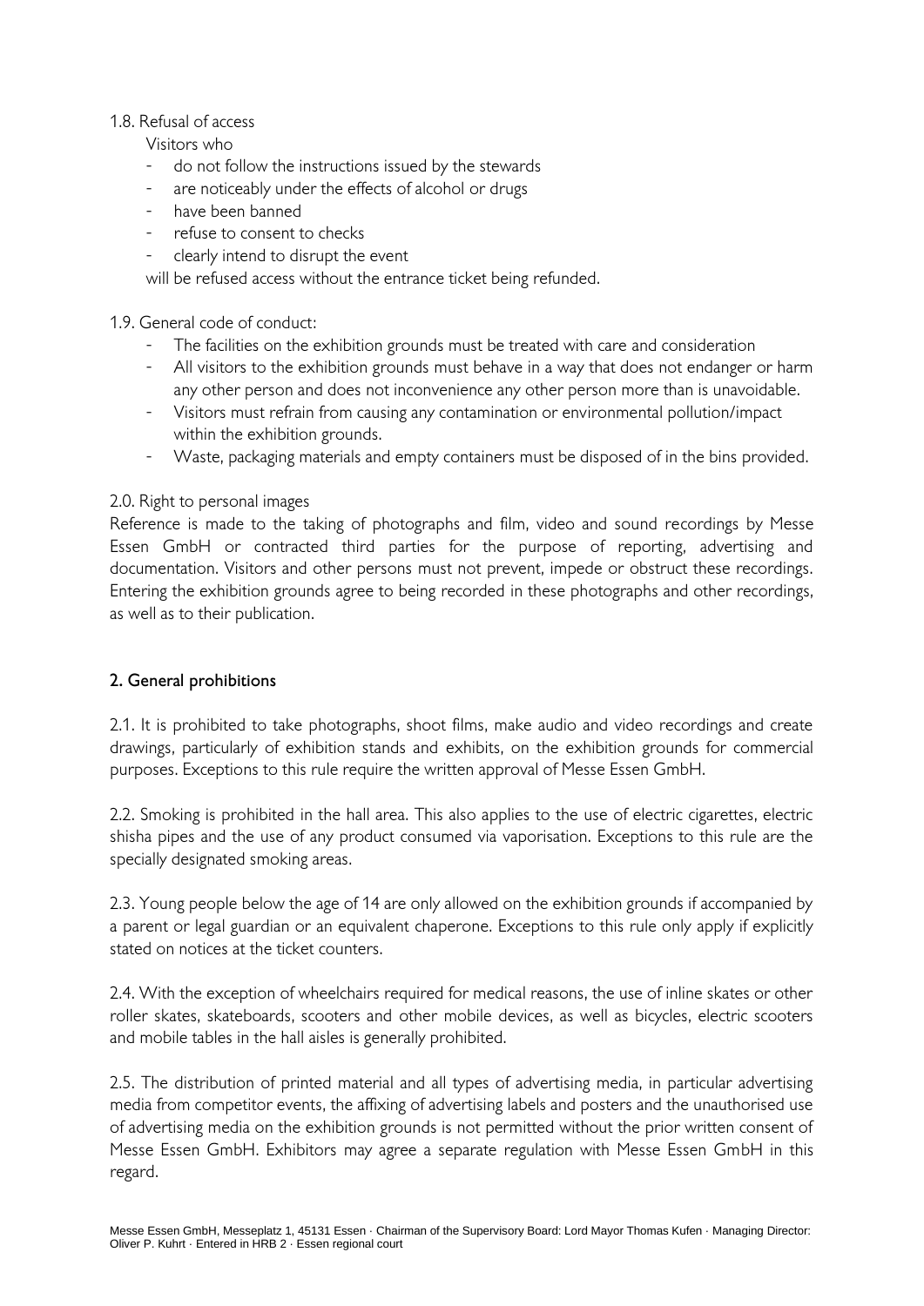1.8. Refusal of access

Visitors who

- do not follow the instructions issued by the stewards
- are noticeably under the effects of alcohol or drugs
- have been banned
- refuse to consent to checks
- clearly intend to disrupt the event

will be refused access without the entrance ticket being refunded.

1.9. General code of conduct:

- The facilities on the exhibition grounds must be treated with care and consideration
- All visitors to the exhibition grounds must behave in a way that does not endanger or harm any other person and does not inconvenience any other person more than is unavoidable.
- Visitors must refrain from causing any contamination or environmental pollution/impact within the exhibition grounds.
- Waste, packaging materials and empty containers must be disposed of in the bins provided.

2.0. Right to personal images

Reference is made to the taking of photographs and film, video and sound recordings by Messe Essen GmbH or contracted third parties for the purpose of reporting, advertising and documentation. Visitors and other persons must not prevent, impede or obstruct these recordings. Entering the exhibition grounds agree to being recorded in these photographs and other recordings, as well as to their publication.

## 2. General prohibitions

2.1. It is prohibited to take photographs, shoot films, make audio and video recordings and create drawings, particularly of exhibition stands and exhibits, on the exhibition grounds for commercial purposes. Exceptions to this rule require the written approval of Messe Essen GmbH.

2.2. Smoking is prohibited in the hall area. This also applies to the use of electric cigarettes, electric shisha pipes and the use of any product consumed via vaporisation. Exceptions to this rule are the specially designated smoking areas.

2.3. Young people below the age of 14 are only allowed on the exhibition grounds if accompanied by a parent or legal guardian or an equivalent chaperone. Exceptions to this rule only apply if explicitly stated on notices at the ticket counters.

2.4. With the exception of wheelchairs required for medical reasons, the use of inline skates or other roller skates, skateboards, scooters and other mobile devices, as well as bicycles, electric scooters and mobile tables in the hall aisles is generally prohibited.

2.5. The distribution of printed material and all types of advertising media, in particular advertising media from competitor events, the affixing of advertising labels and posters and the unauthorised use of advertising media on the exhibition grounds is not permitted without the prior written consent of Messe Essen GmbH. Exhibitors may agree a separate regulation with Messe Essen GmbH in this regard.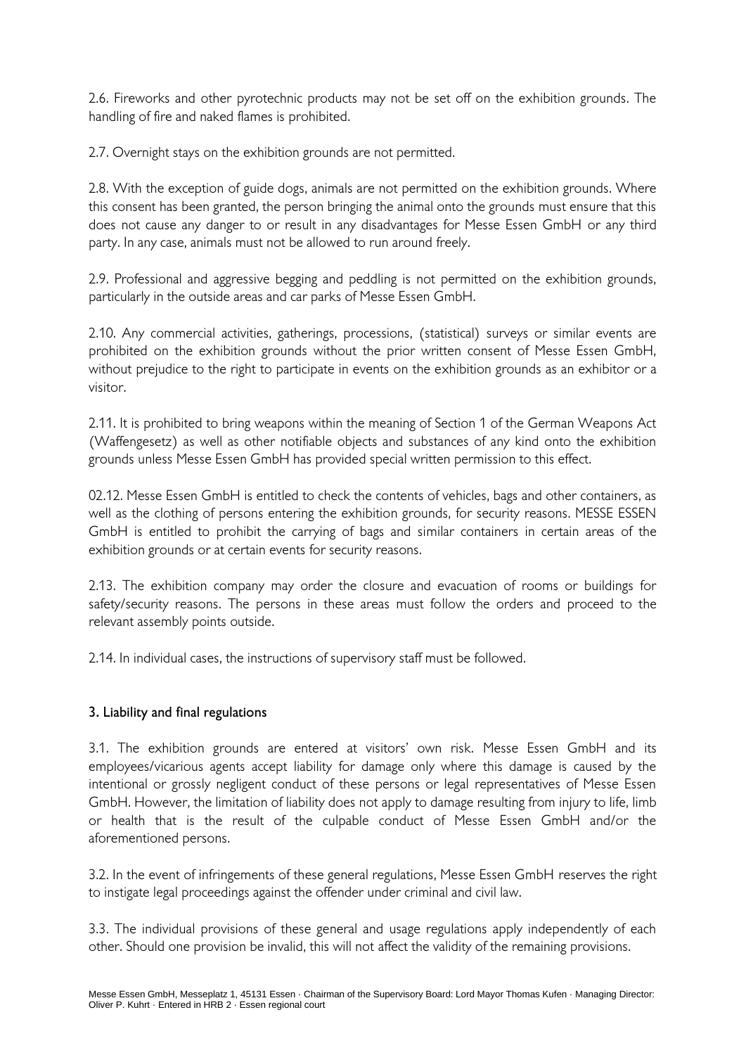2.6. Fireworks and other pyrotechnic products may not be set off on the exhibition grounds. The handling of fire and naked flames is prohibited.

2.7. Overnight stays on the exhibition grounds are not permitted.

2.8. With the exception of guide dogs, animals are not permitted on the exhibition grounds. Where this consent has been granted, the person bringing the animal onto the grounds must ensure that this does not cause any danger to or result in any disadvantages for Messe Essen GmbH or any third party. In any case, animals must not be allowed to run around freely.

2.9. Professional and aggressive begging and peddling is not permitted on the exhibition grounds, particularly in the outside areas and car parks of Messe Essen GmbH.

2.10. Any commercial activities, gatherings, processions, (statistical) surveys or similar events are prohibited on the exhibition grounds without the prior written consent of Messe Essen GmbH, without prejudice to the right to participate in events on the exhibition grounds as an exhibitor or a visitor.

2.11. It is prohibited to bring weapons within the meaning of Section 1 of the German Weapons Act (Waffengesetz) as well as other notifiable objects and substances of any kind onto the exhibition grounds unless Messe Essen GmbH has provided special written permission to this effect.

02.12. Messe Essen GmbH is entitled to check the contents of vehicles, bags and other containers, as well as the clothing of persons entering the exhibition grounds, for security reasons. MESSE ESSEN GmbH is entitled to prohibit the carrying of bags and similar containers in certain areas of the exhibition grounds or at certain events for security reasons.

2.13. The exhibition company may order the closure and evacuation of rooms or buildings for safety/security reasons. The persons in these areas must follow the orders and proceed to the relevant assembly points outside.

2.14. In individual cases, the instructions of supervisory staff must be followed.

## 3. Liability and final regulations

3.1. The exhibition grounds are entered at visitors' own risk. Messe Essen GmbH and its employees/vicarious agents accept liability for damage only where this damage is caused by the intentional or grossly negligent conduct of these persons or legal representatives of Messe Essen GmbH. However, the limitation of liability does not apply to damage resulting from injury to life, limb or health that is the result of the culpable conduct of Messe Essen GmbH and/or the aforementioned persons.

3.2. In the event of infringements of these general regulations, Messe Essen GmbH reserves the right to instigate legal proceedings against the offender under criminal and civil law.

3.3. The individual provisions of these general and usage regulations apply independently of each other. Should one provision be invalid, this will not affect the validity of the remaining provisions.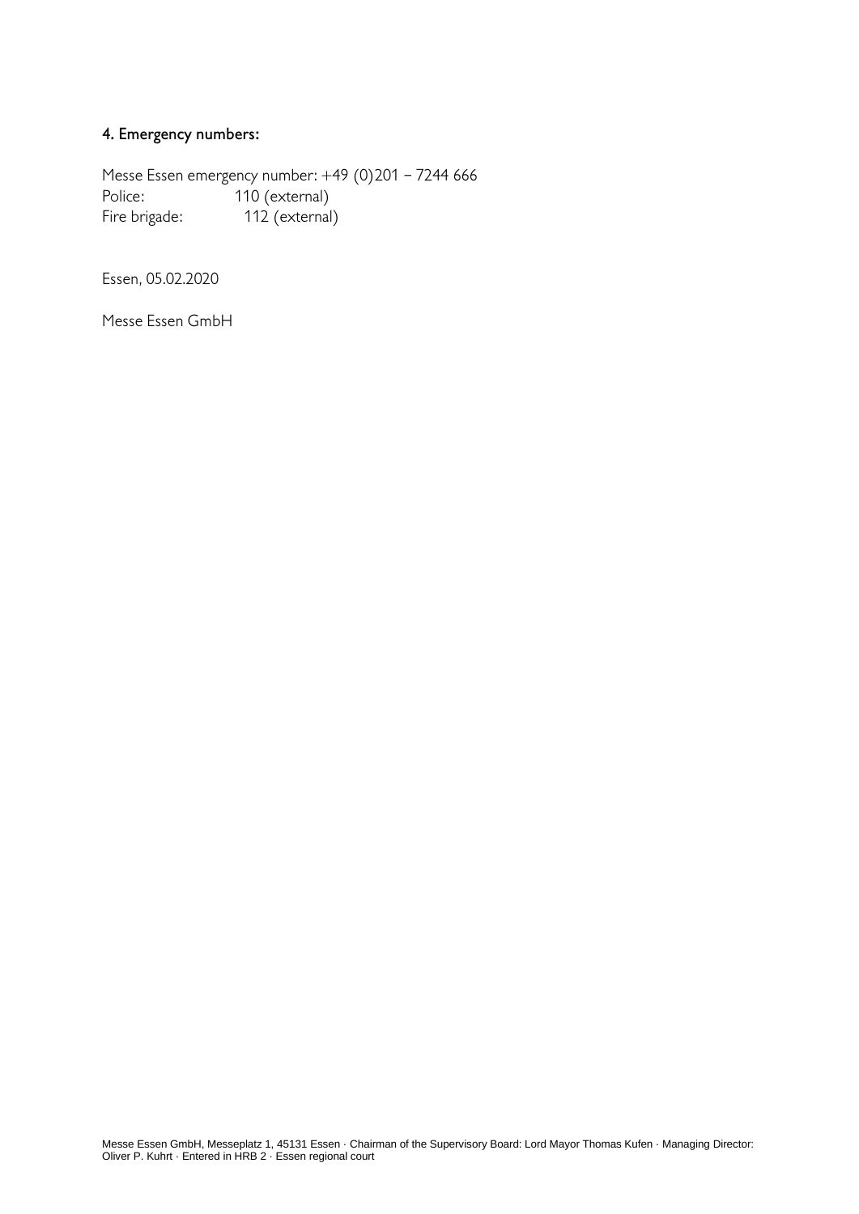## 4. Emergency numbers:

Messe Essen emergency number: +49 (0)201 – 7244 666
Police: 110 (external)
Fire brigade: 112 (external)

Essen, 05.02.2020

Messe Essen GmbH

Messe Essen GmbH, Messeplatz 1, 45131 Essen · Chairman of the Supervisory Board: Lord Mayor Thomas Kufen · Managing Director: Oliver P. Kuhrt · Entered in HRB 2 · Essen regional court